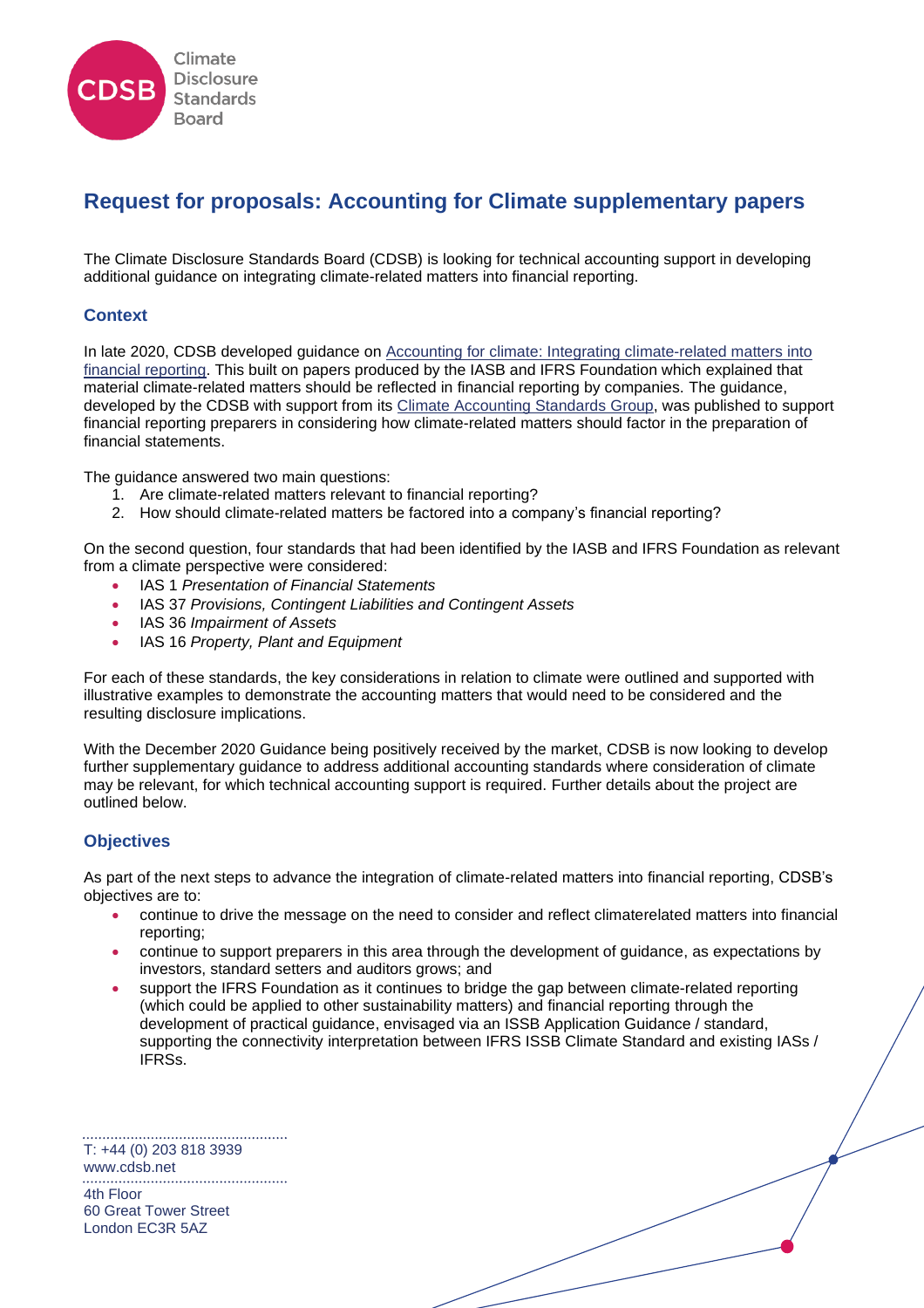# Request for proposals: Accounting for Climate supplementary papers

The Climate Disclosure Standards Board (CDSB) is looking for technical accounting support in developing additional guidance on integrating climate-related matters into financial reporting.

## Context

In late 2020, CDSB developed guidance on [Accounting for climate: Integrating climate-related matters into financial reporting](). This built on papers produced by the IASB and IFRS Foundation which explained that material climate-related matters should be reflected in financial reporting by companies. The guidance, developed by the CDSB with support from its [Climate Accounting Standards Group](), was published to support financial reporting preparers in considering how climate-related matters should factor in the preparation of financial statements.

The guidance answered two main questions:

1. Are climate-related matters relevant to financial reporting?
2. How should climate-related matters be factored into a company's financial reporting?

On the second question, four standards that had been identified by the IASB and IFRS Foundation as relevant from a climate perspective were considered:

- IAS 1 *Presentation of Financial Statements*
- IAS 37 *Provisions, Contingent Liabilities and Contingent Assets*
- IAS 36 *Impairment of Assets*
- IAS 16 *Property, Plant and Equipment*

For each of these standards, the key considerations in relation to climate were outlined and supported with illustrative examples to demonstrate the accounting matters that would need to be considered and the resulting disclosure implications.

With the December 2020 Guidance being positively received by the market, CDSB is now looking to develop further supplementary guidance to address additional accounting standards where consideration of climate may be relevant, for which technical accounting support is required. Further details about the project are outlined below.

## Objectives

As part of the next steps to advance the integration of climate-related matters into financial reporting, CDSB's objectives are to:

- continue to drive the message on the need to consider and reflect climaterelated matters into financial reporting;
- continue to support preparers in this area through the development of guidance, as expectations by investors, standard setters and auditors grows; and
- support the IFRS Foundation as it continues to bridge the gap between climate-related reporting (which could be applied to other sustainability matters) and financial reporting through the development of practical guidance, envisaged via an ISSB Application Guidance / standard, supporting the connectivity interpretation between IFRS ISSB Climate Standard and existing IASs / IFRSs.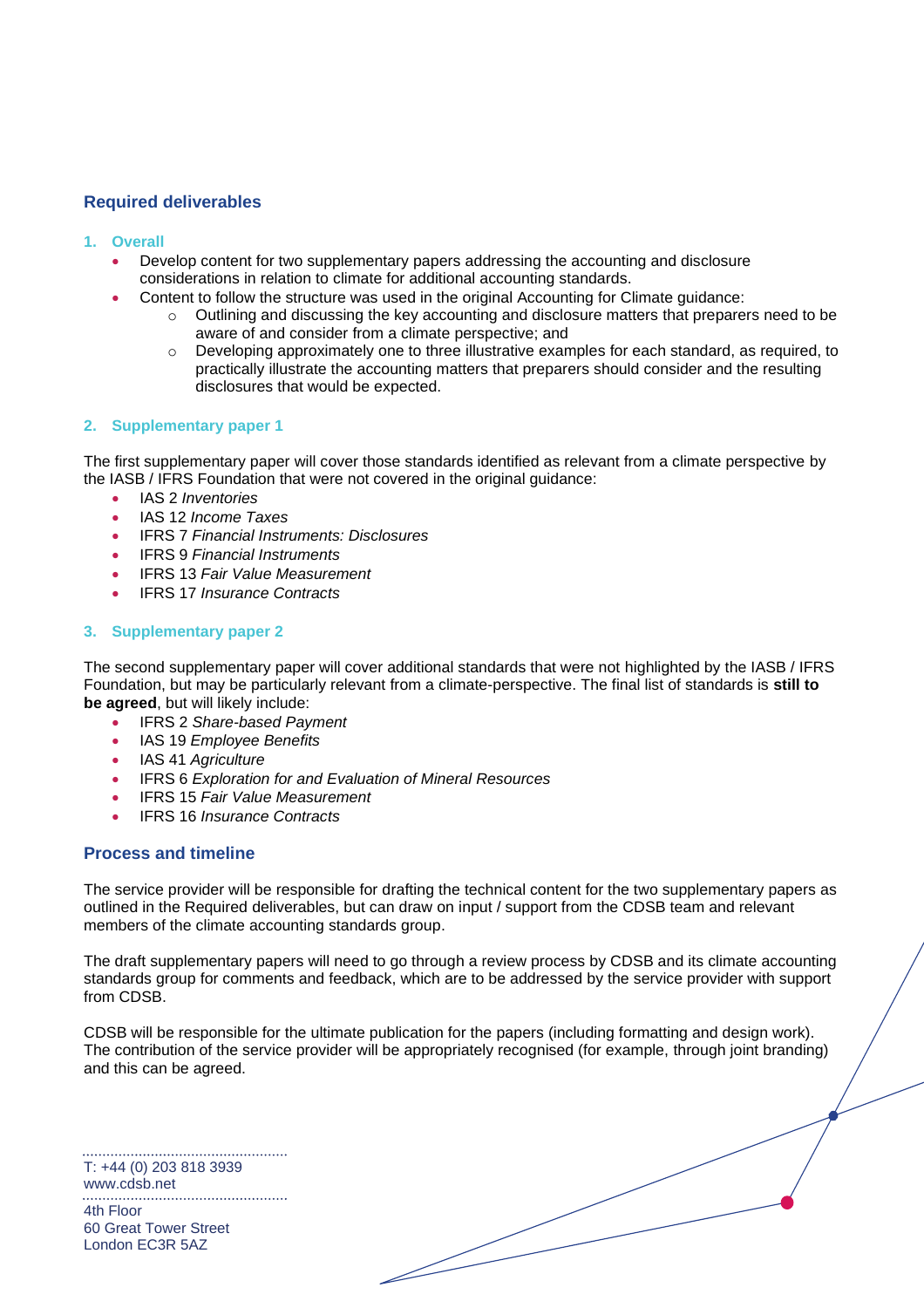## Required deliverables

### 1. Overall

- Develop content for two supplementary papers addressing the accounting and disclosure considerations in relation to climate for additional accounting standards.
- Content to follow the structure was used in the original Accounting for Climate guidance:
    - Outlining and discussing the key accounting and disclosure matters that preparers need to be aware of and consider from a climate perspective; and
    - Developing approximately one to three illustrative examples for each standard, as required, to practically illustrate the accounting matters that preparers should consider and the resulting disclosures that would be expected.

### 2. Supplementary paper 1

The first supplementary paper will cover those standards identified as relevant from a climate perspective by the IASB / IFRS Foundation that were not covered in the original guidance:

- IAS 2 *Inventories*
- IAS 12 *Income Taxes*
- IFRS 7 *Financial Instruments: Disclosures*
- IFRS 9 *Financial Instruments*
- IFRS 13 *Fair Value Measurement*
- IFRS 17 *Insurance Contracts*

### 3. Supplementary paper 2

The second supplementary paper will cover additional standards that were not highlighted by the IASB / IFRS Foundation, but may be particularly relevant from a climate-perspective. The final list of standards is **still to be agreed**, but will likely include:

- IFRS 2 *Share-based Payment*
- IAS 19 *Employee Benefits*
- IAS 41 *Agriculture*
- IFRS 6 *Exploration for and Evaluation of Mineral Resources*
- IFRS 15 *Fair Value Measurement*
- IFRS 16 *Insurance Contracts*

## Process and timeline

The service provider will be responsible for drafting the technical content for the two supplementary papers as outlined in the Required deliverables, but can draw on input / support from the CDSB team and relevant members of the climate accounting standards group.

The draft supplementary papers will need to go through a review process by CDSB and its climate accounting standards group for comments and feedback, which are to be addressed by the service provider with support from CDSB.

CDSB will be responsible for the ultimate publication for the papers (including formatting and design work). The contribution of the service provider will be appropriately recognised (for example, through joint branding) and this can be agreed.

T: +44 (0) 203 818 3939
www.cdsb.net

4th Floor
60 Great Tower Street
London EC3R 5AZ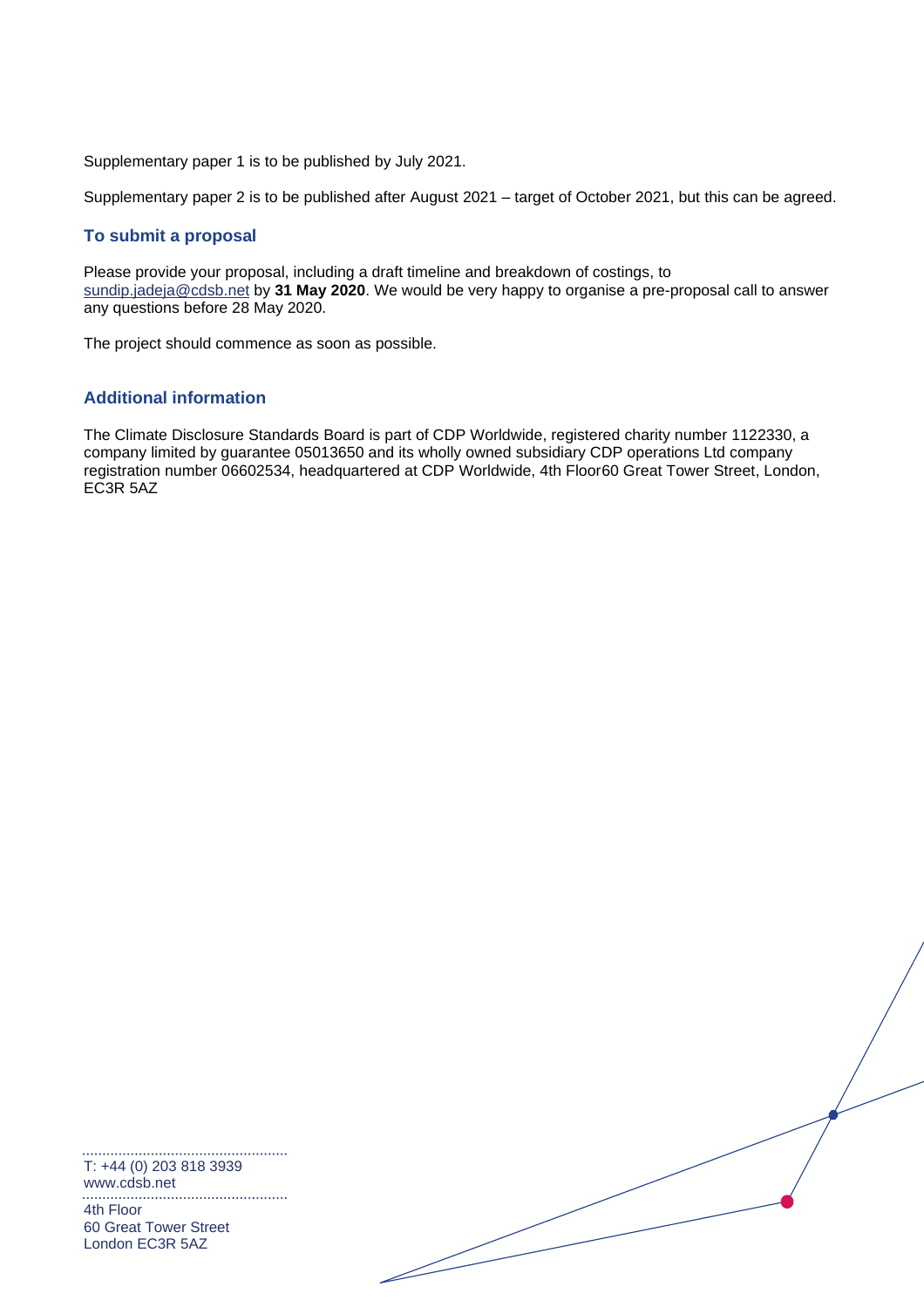Supplementary paper 1 is to be published by July 2021.

Supplementary paper 2 is to be published after August 2021 – target of October 2021, but this can be agreed.

### To submit a proposal

Please provide your proposal, including a draft timeline and breakdown of costings, to sundip.jadeja@cdsb.net by **31 May 2020**. We would be very happy to organise a pre-proposal call to answer any questions before 28 May 2020.

The project should commence as soon as possible.

### Additional information

The Climate Disclosure Standards Board is part of CDP Worldwide, registered charity number 1122330, a company limited by guarantee 05013650 and its wholly owned subsidiary CDP operations Ltd company registration number 06602534, headquartered at CDP Worldwide, 4th Floor60 Great Tower Street, London, EC3R 5AZ

T: +44 (0) 203 818 3939
www.cdsb.net

4th Floor
60 Great Tower Street
London EC3R 5AZ